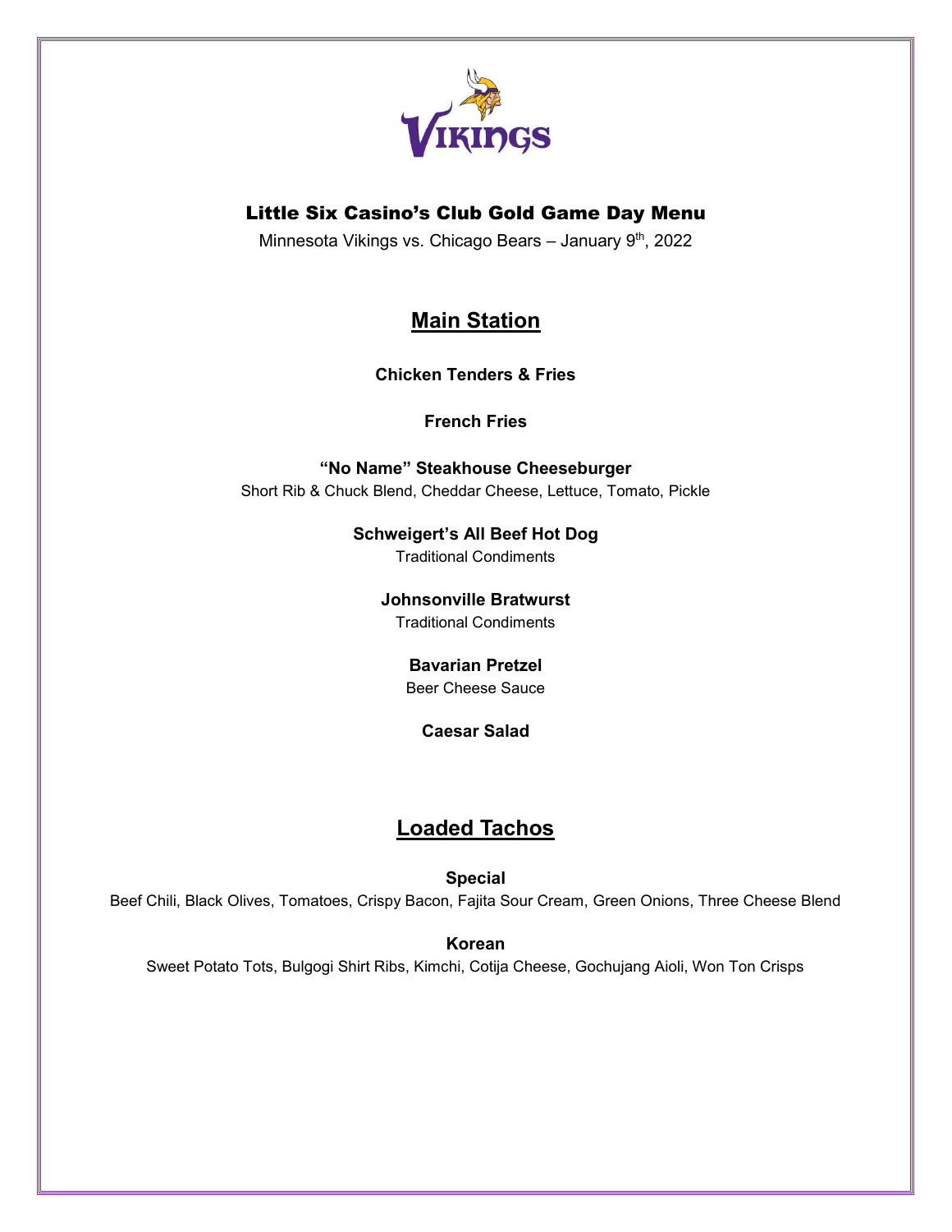# Little Six Casino's Club Gold Game Day Menu

Minnesota Vikings vs. Chicago Bears – January 9th, 2022

## Main Station

**Chicken Tenders & Fries**

**French Fries**

**"No Name" Steakhouse Cheeseburger**
Short Rib & Chuck Blend, Cheddar Cheese, Lettuce, Tomato, Pickle

**Schweigert's All Beef Hot Dog**
Traditional Condiments

**Johnsonville Bratwurst**
Traditional Condiments

**Bavarian Pretzel**
Beer Cheese Sauce

**Caesar Salad**

## Loaded Tachos

**Special**
Beef Chili, Black Olives, Tomatoes, Crispy Bacon, Fajita Sour Cream, Green Onions, Three Cheese Blend

**Korean**
Sweet Potato Tots, Bulgogi Shirt Ribs, Kimchi, Cotija Cheese, Gochujang Aioli, Won Ton Crisps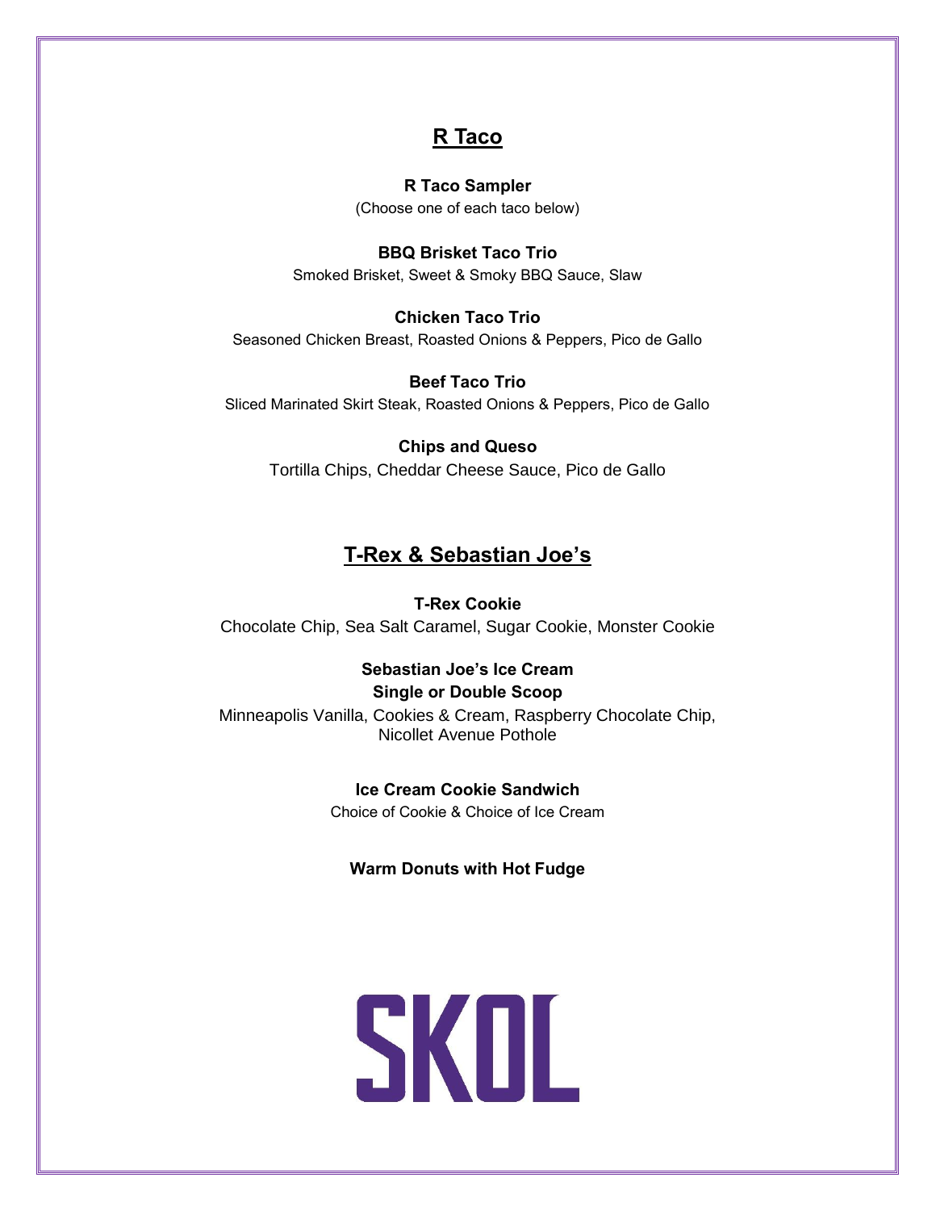## R Taco

**R Taco Sampler**
(Choose one of each taco below)

**BBQ Brisket Taco Trio**
Smoked Brisket, Sweet & Smoky BBQ Sauce, Slaw

**Chicken Taco Trio**
Seasoned Chicken Breast, Roasted Onions & Peppers, Pico de Gallo

**Beef Taco Trio**
Sliced Marinated Skirt Steak, Roasted Onions & Peppers, Pico de Gallo

**Chips and Queso**
Tortilla Chips, Cheddar Cheese Sauce, Pico de Gallo

## T-Rex & Sebastian Joe's

**T-Rex Cookie**
Chocolate Chip, Sea Salt Caramel, Sugar Cookie, Monster Cookie

**Sebastian Joe's Ice Cream**
**Single or Double Scoop**
Minneapolis Vanilla, Cookies & Cream, Raspberry Chocolate Chip, Nicollet Avenue Pothole

**Ice Cream Cookie Sandwich**
Choice of Cookie & Choice of Ice Cream

**Warm Donuts with Hot Fudge**

SKOL